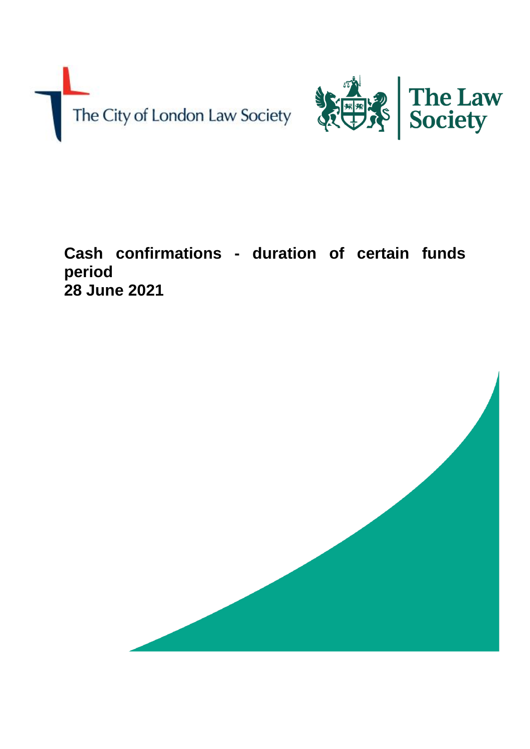The City of London Law Society

The Law Society

# Cash confirmations - duration of certain funds period

**28 June 2021**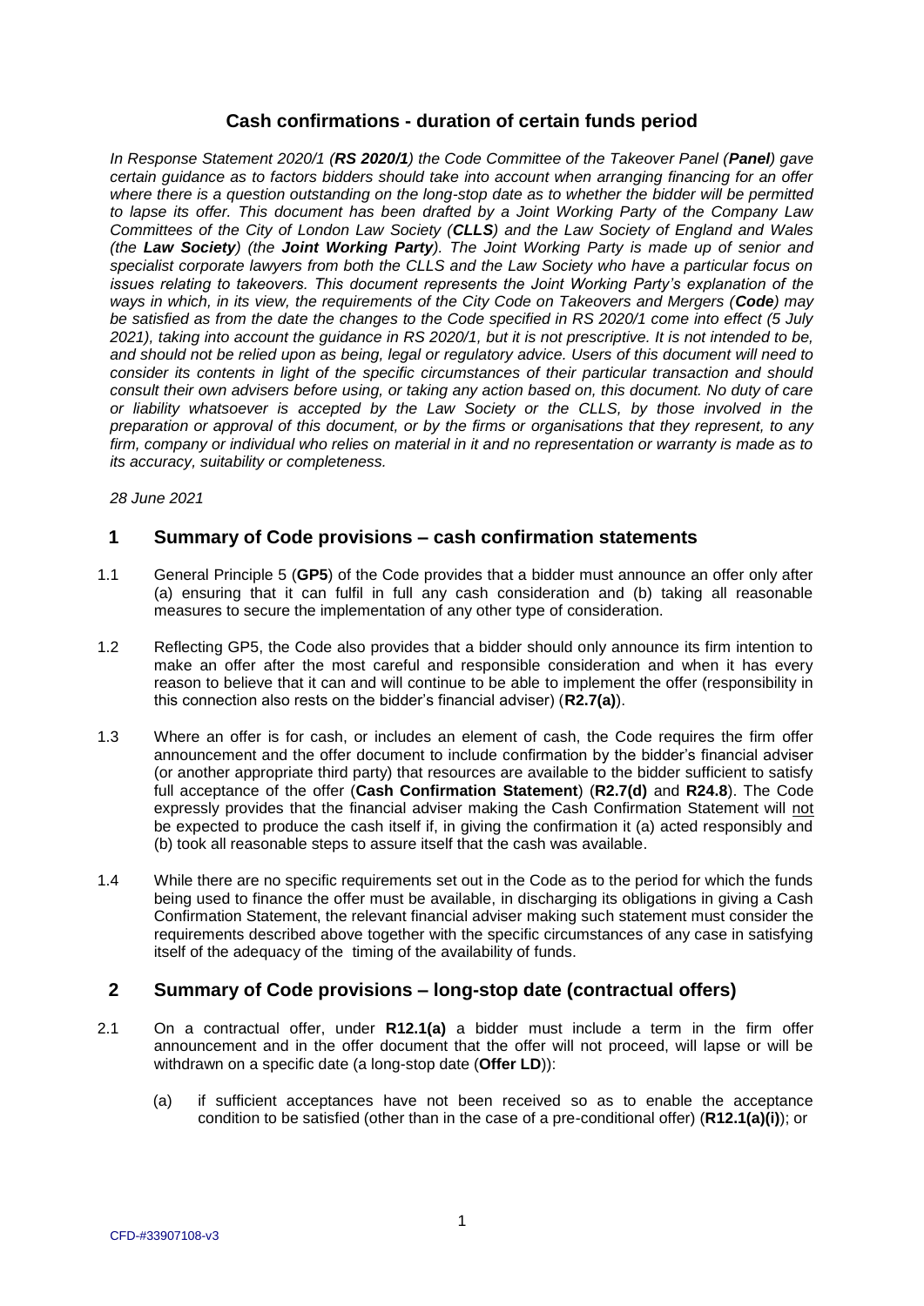# Cash confirmations - duration of certain funds period

*In Response Statement 2020/1 (**RS 2020/1**) the Code Committee of the Takeover Panel (**Panel**) gave certain guidance as to factors bidders should take into account when arranging financing for an offer where there is a question outstanding on the long-stop date as to whether the bidder will be permitted to lapse its offer. This document has been drafted by a Joint Working Party of the Company Law Committees of the City of London Law Society (**CLLS**) and the Law Society of England and Wales (the **Law Society**) (the **Joint Working Party**). The Joint Working Party is made up of senior and specialist corporate lawyers from both the CLLS and the Law Society who have a particular focus on issues relating to takeovers. This document represents the Joint Working Party's explanation of the ways in which, in its view, the requirements of the City Code on Takeovers and Mergers (**Code**) may be satisfied as from the date the changes to the Code specified in RS 2020/1 come into effect (5 July 2021), taking into account the guidance in RS 2020/1, but it is not prescriptive. It is not intended to be, and should not be relied upon as being, legal or regulatory advice. Users of this document will need to consider its contents in light of the specific circumstances of their particular transaction and should consult their own advisers before using, or taking any action based on, this document. No duty of care or liability whatsoever is accepted by the Law Society or the CLLS, by those involved in the preparation or approval of this document, or by the firms or organisations that they represent, to any firm, company or individual who relies on material in it and no representation or warranty is made as to its accuracy, suitability or completeness.*

*28 June 2021*

## 1 Summary of Code provisions – cash confirmation statements

1.1 General Principle 5 (**GP5**) of the Code provides that a bidder must announce an offer only after (a) ensuring that it can fulfil in full any cash consideration and (b) taking all reasonable measures to secure the implementation of any other type of consideration.

1.2 Reflecting GP5, the Code also provides that a bidder should only announce its firm intention to make an offer after the most careful and responsible consideration and when it has every reason to believe that it can and will continue to be able to implement the offer (responsibility in this connection also rests on the bidder's financial adviser) (**R2.7(a)**).

1.3 Where an offer is for cash, or includes an element of cash, the Code requires the firm offer announcement and the offer document to include confirmation by the bidder's financial adviser (or another appropriate third party) that resources are available to the bidder sufficient to satisfy full acceptance of the offer (**Cash Confirmation Statement**) (**R2.7(d)** and **R24.8**). The Code expressly provides that the financial adviser making the Cash Confirmation Statement will not be expected to produce the cash itself if, in giving the confirmation it (a) acted responsibly and (b) took all reasonable steps to assure itself that the cash was available.

1.4 While there are no specific requirements set out in the Code as to the period for which the funds being used to finance the offer must be available, in discharging its obligations in giving a Cash Confirmation Statement, the relevant financial adviser making such statement must consider the requirements described above together with the specific circumstances of any case in satisfying itself of the adequacy of the timing of the availability of funds.

## 2 Summary of Code provisions – long-stop date (contractual offers)

2.1 On a contractual offer, under **R12.1(a)** a bidder must include a term in the firm offer announcement and in the offer document that the offer will not proceed, will lapse or will be withdrawn on a specific date (a long-stop date (**Offer LD**)):

(a) if sufficient acceptances have not been received so as to enable the acceptance condition to be satisfied (other than in the case of a pre-conditional offer) (**R12.1(a)(i)**); or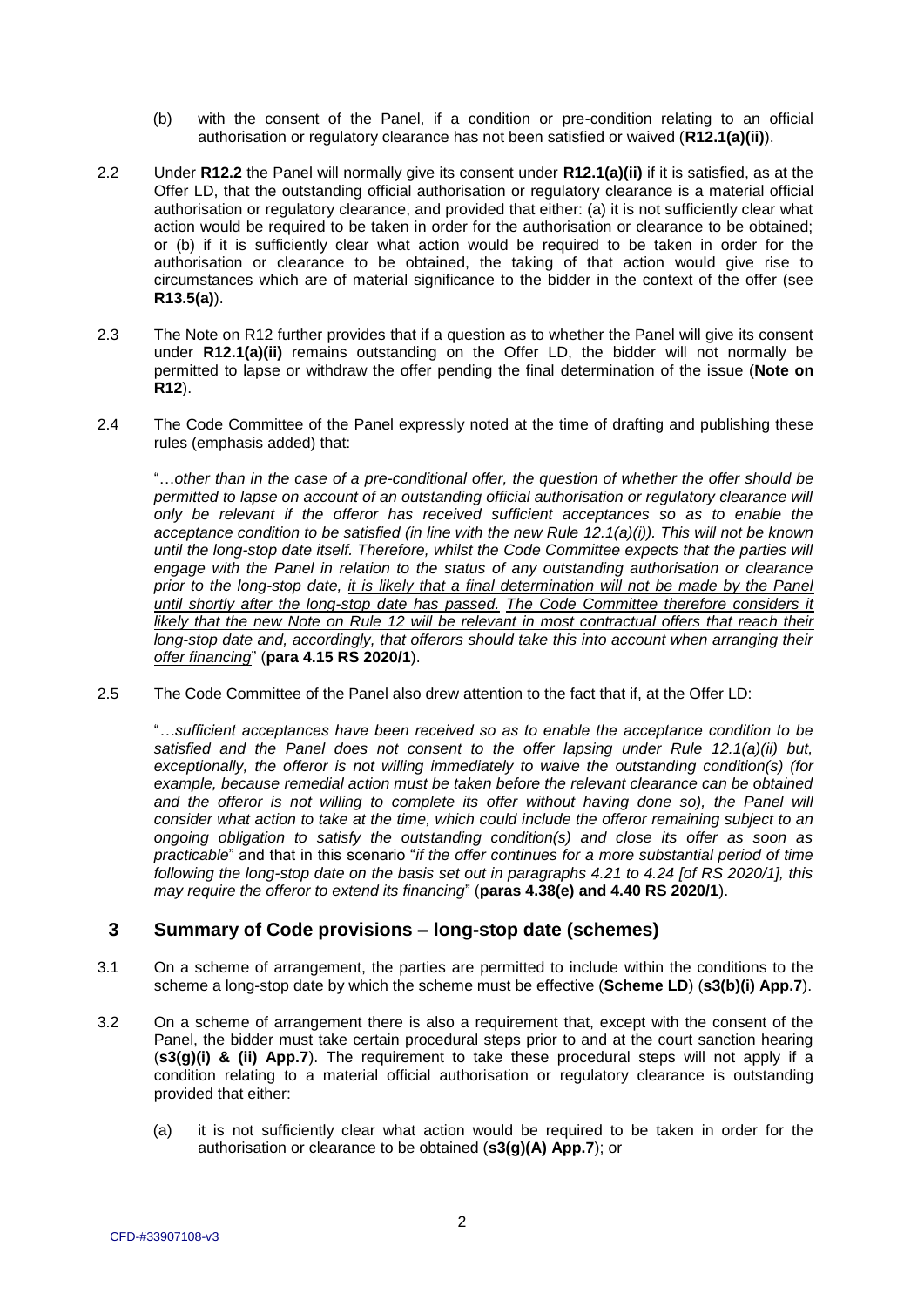(b) with the consent of the Panel, if a condition or pre-condition relating to an official authorisation or regulatory clearance has not been satisfied or waived (**R12.1(a)(ii)**).

2.2 Under **R12.2** the Panel will normally give its consent under **R12.1(a)(ii)** if it is satisfied, as at the Offer LD, that the outstanding official authorisation or regulatory clearance is a material official authorisation or regulatory clearance, and provided that either: (a) it is not sufficiently clear what action would be required to be taken in order for the authorisation or clearance to be obtained; or (b) if it is sufficiently clear what action would be required to be taken in order for the authorisation or clearance to be obtained, the taking of that action would give rise to circumstances which are of material significance to the bidder in the context of the offer (see **R13.5(a)**).

2.3 The Note on R12 further provides that if a question as to whether the Panel will give its consent under **R12.1(a)(ii)** remains outstanding on the Offer LD, the bidder will not normally be permitted to lapse or withdraw the offer pending the final determination of the issue (**Note on R12**).

2.4 The Code Committee of the Panel expressly noted at the time of drafting and publishing these rules (emphasis added) that:

"…*other than in the case of a pre-conditional offer, the question of whether the offer should be permitted to lapse on account of an outstanding official authorisation or regulatory clearance will only be relevant if the offeror has received sufficient acceptances so as to enable the acceptance condition to be satisfied (in line with the new Rule 12.1(a)(i)). This will not be known until the long-stop date itself. Therefore, whilst the Code Committee expects that the parties will engage with the Panel in relation to the status of any outstanding authorisation or clearance prior to the long-stop date, it is likely that a final determination will not be made by the Panel until shortly after the long-stop date has passed. The Code Committee therefore considers it likely that the new Note on Rule 12 will be relevant in most contractual offers that reach their long-stop date and, accordingly, that offerors should take this into account when arranging their offer financing*" (**para 4.15 RS 2020/1**).

2.5 The Code Committee of the Panel also drew attention to the fact that if, at the Offer LD:

"*…sufficient acceptances have been received so as to enable the acceptance condition to be satisfied and the Panel does not consent to the offer lapsing under Rule 12.1(a)(ii) but, exceptionally, the offeror is not willing immediately to waive the outstanding condition(s) (for example, because remedial action must be taken before the relevant clearance can be obtained and the offeror is not willing to complete its offer without having done so), the Panel will consider what action to take at the time, which could include the offeror remaining subject to an ongoing obligation to satisfy the outstanding condition(s) and close its offer as soon as practicable*" and that in this scenario "*if the offer continues for a more substantial period of time following the long-stop date on the basis set out in paragraphs 4.21 to 4.24 [of RS 2020/1], this may require the offeror to extend its financing*" (**paras 4.38(e) and 4.40 RS 2020/1**).

## 3 Summary of Code provisions – long-stop date (schemes)

3.1 On a scheme of arrangement, the parties are permitted to include within the conditions to the scheme a long-stop date by which the scheme must be effective (**Scheme LD**) (**s3(b)(i) App.7**).

3.2 On a scheme of arrangement there is also a requirement that, except with the consent of the Panel, the bidder must take certain procedural steps prior to and at the court sanction hearing (**s3(g)(i) & (ii) App.7**). The requirement to take these procedural steps will not apply if a condition relating to a material official authorisation or regulatory clearance is outstanding provided that either:

(a) it is not sufficiently clear what action would be required to be taken in order for the authorisation or clearance to be obtained (**s3(g)(A) App.7**); or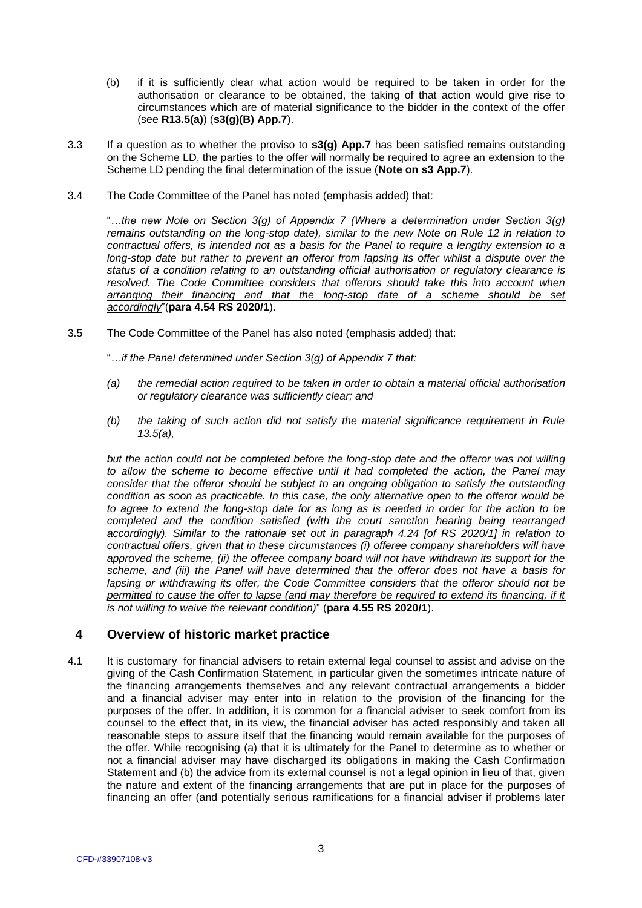(b) if it is sufficiently clear what action would be required to be taken in order for the authorisation or clearance to be obtained, the taking of that action would give rise to circumstances which are of material significance to the bidder in the context of the offer (see **R13.5(a)**) (**s3(g)(B) App.7**).

3.3 If a question as to whether the proviso to **s3(g) App.7** has been satisfied remains outstanding on the Scheme LD, the parties to the offer will normally be required to agree an extension to the Scheme LD pending the final determination of the issue (**Note on s3 App.7**).

3.4 The Code Committee of the Panel has noted (emphasis added) that:

"*…the new Note on Section 3(g) of Appendix 7 (Where a determination under Section 3(g) remains outstanding on the long-stop date), similar to the new Note on Rule 12 in relation to contractual offers, is intended not as a basis for the Panel to require a lengthy extension to a long-stop date but rather to prevent an offeror from lapsing its offer whilst a dispute over the status of a condition relating to an outstanding official authorisation or regulatory clearance is resolved. The Code Committee considers that offerors should take this into account when arranging their financing and that the long-stop date of a scheme should be set accordingly*"(**para 4.54 RS 2020/1**).

3.5 The Code Committee of the Panel has also noted (emphasis added) that:

"*…if the Panel determined under Section 3(g) of Appendix 7 that:*

*(a) the remedial action required to be taken in order to obtain a material official authorisation or regulatory clearance was sufficiently clear; and*

*(b) the taking of such action did not satisfy the material significance requirement in Rule 13.5(a),*

*but the action could not be completed before the long-stop date and the offeror was not willing to allow the scheme to become effective until it had completed the action, the Panel may consider that the offeror should be subject to an ongoing obligation to satisfy the outstanding condition as soon as practicable. In this case, the only alternative open to the offeror would be to agree to extend the long-stop date for as long as is needed in order for the action to be completed and the condition satisfied (with the court sanction hearing being rearranged accordingly). Similar to the rationale set out in paragraph 4.24 [of RS 2020/1] in relation to contractual offers, given that in these circumstances (i) offeree company shareholders will have approved the scheme, (ii) the offeree company board will not have withdrawn its support for the scheme, and (iii) the Panel will have determined that the offeror does not have a basis for lapsing or withdrawing its offer, the Code Committee considers that the offeror should not be permitted to cause the offer to lapse (and may therefore be required to extend its financing, if it is not willing to waive the relevant condition)*" (**para 4.55 RS 2020/1**).

## 4 Overview of historic market practice

4.1 It is customary for financial advisers to retain external legal counsel to assist and advise on the giving of the Cash Confirmation Statement, in particular given the sometimes intricate nature of the financing arrangements themselves and any relevant contractual arrangements a bidder and a financial adviser may enter into in relation to the provision of the financing for the purposes of the offer. In addition, it is common for a financial adviser to seek comfort from its counsel to the effect that, in its view, the financial adviser has acted responsibly and taken all reasonable steps to assure itself that the financing would remain available for the purposes of the offer. While recognising (a) that it is ultimately for the Panel to determine as to whether or not a financial adviser may have discharged its obligations in making the Cash Confirmation Statement and (b) the advice from its external counsel is not a legal opinion in lieu of that, given the nature and extent of the financing arrangements that are put in place for the purposes of financing an offer (and potentially serious ramifications for a financial adviser if problems later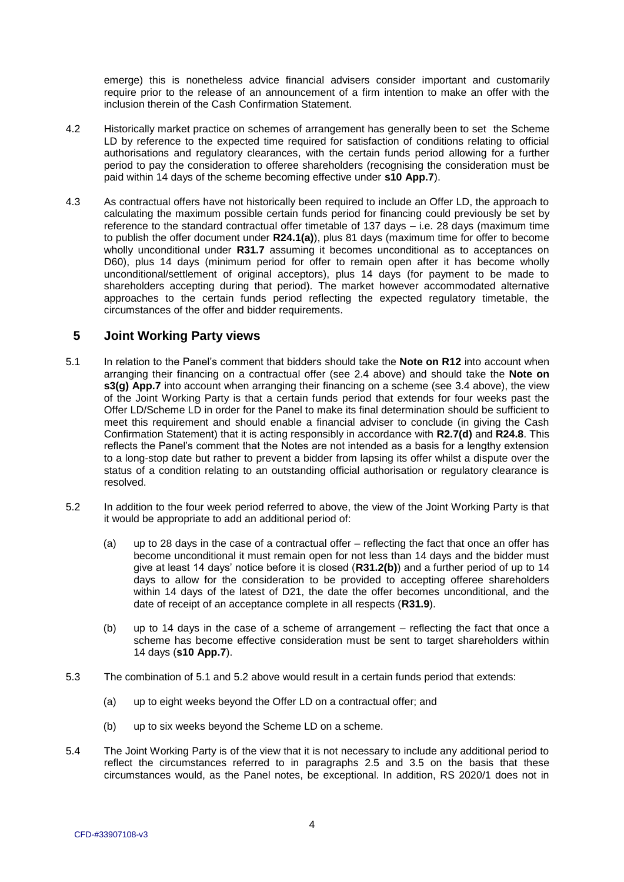emerge) this is nonetheless advice financial advisers consider important and customarily require prior to the release of an announcement of a firm intention to make an offer with the inclusion therein of the Cash Confirmation Statement.

4.2 Historically market practice on schemes of arrangement has generally been to set the Scheme LD by reference to the expected time required for satisfaction of conditions relating to official authorisations and regulatory clearances, with the certain funds period allowing for a further period to pay the consideration to offeree shareholders (recognising the consideration must be paid within 14 days of the scheme becoming effective under **s10 App.7**).

4.3 As contractual offers have not historically been required to include an Offer LD, the approach to calculating the maximum possible certain funds period for financing could previously be set by reference to the standard contractual offer timetable of 137 days – i.e. 28 days (maximum time to publish the offer document under **R24.1(a)**), plus 81 days (maximum time for offer to become wholly unconditional under **R31.7** assuming it becomes unconditional as to acceptances on D60), plus 14 days (minimum period for offer to remain open after it has become wholly unconditional/settlement of original acceptors), plus 14 days (for payment to be made to shareholders accepting during that period). The market however accommodated alternative approaches to the certain funds period reflecting the expected regulatory timetable, the circumstances of the offer and bidder requirements.

## 5 Joint Working Party views

5.1 In relation to the Panel's comment that bidders should take the **Note on R12** into account when arranging their financing on a contractual offer (see 2.4 above) and should take the **Note on s3(g) App.7** into account when arranging their financing on a scheme (see 3.4 above), the view of the Joint Working Party is that a certain funds period that extends for four weeks past the Offer LD/Scheme LD in order for the Panel to make its final determination should be sufficient to meet this requirement and should enable a financial adviser to conclude (in giving the Cash Confirmation Statement) that it is acting responsibly in accordance with **R2.7(d)** and **R24.8**. This reflects the Panel's comment that the Notes are not intended as a basis for a lengthy extension to a long-stop date but rather to prevent a bidder from lapsing its offer whilst a dispute over the status of a condition relating to an outstanding official authorisation or regulatory clearance is resolved.

5.2 In addition to the four week period referred to above, the view of the Joint Working Party is that it would be appropriate to add an additional period of:

(a) up to 28 days in the case of a contractual offer – reflecting the fact that once an offer has become unconditional it must remain open for not less than 14 days and the bidder must give at least 14 days' notice before it is closed (**R31.2(b)**) and a further period of up to 14 days to allow for the consideration to be provided to accepting offeree shareholders within 14 days of the latest of D21, the date the offer becomes unconditional, and the date of receipt of an acceptance complete in all respects (**R31.9**).

(b) up to 14 days in the case of a scheme of arrangement – reflecting the fact that once a scheme has become effective consideration must be sent to target shareholders within 14 days (**s10 App.7**).

5.3 The combination of 5.1 and 5.2 above would result in a certain funds period that extends:

(a) up to eight weeks beyond the Offer LD on a contractual offer; and

(b) up to six weeks beyond the Scheme LD on a scheme.

5.4 The Joint Working Party is of the view that it is not necessary to include any additional period to reflect the circumstances referred to in paragraphs 2.5 and 3.5 on the basis that these circumstances would, as the Panel notes, be exceptional. In addition, RS 2020/1 does not in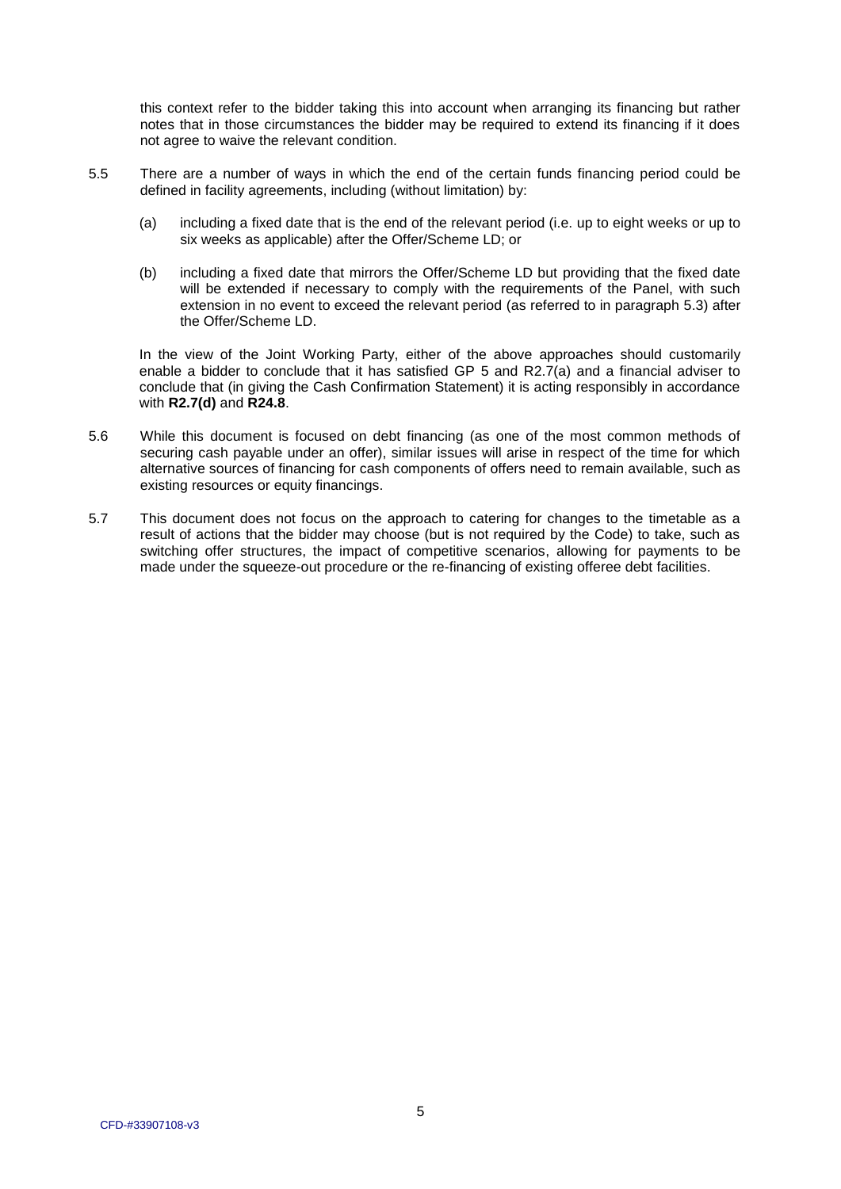this context refer to the bidder taking this into account when arranging its financing but rather notes that in those circumstances the bidder may be required to extend its financing if it does not agree to waive the relevant condition.

5.5 There are a number of ways in which the end of the certain funds financing period could be defined in facility agreements, including (without limitation) by:

(a) including a fixed date that is the end of the relevant period (i.e. up to eight weeks or up to six weeks as applicable) after the Offer/Scheme LD; or

(b) including a fixed date that mirrors the Offer/Scheme LD but providing that the fixed date will be extended if necessary to comply with the requirements of the Panel, with such extension in no event to exceed the relevant period (as referred to in paragraph 5.3) after the Offer/Scheme LD.

In the view of the Joint Working Party, either of the above approaches should customarily enable a bidder to conclude that it has satisfied GP 5 and R2.7(a) and a financial adviser to conclude that (in giving the Cash Confirmation Statement) it is acting responsibly in accordance with **R2.7(d)** and **R24.8**.

5.6 While this document is focused on debt financing (as one of the most common methods of securing cash payable under an offer), similar issues will arise in respect of the time for which alternative sources of financing for cash components of offers need to remain available, such as existing resources or equity financings.

5.7 This document does not focus on the approach to catering for changes to the timetable as a result of actions that the bidder may choose (but is not required by the Code) to take, such as switching offer structures, the impact of competitive scenarios, allowing for payments to be made under the squeeze-out procedure or the re-financing of existing offeree debt facilities.

CFD-#33907108-v3